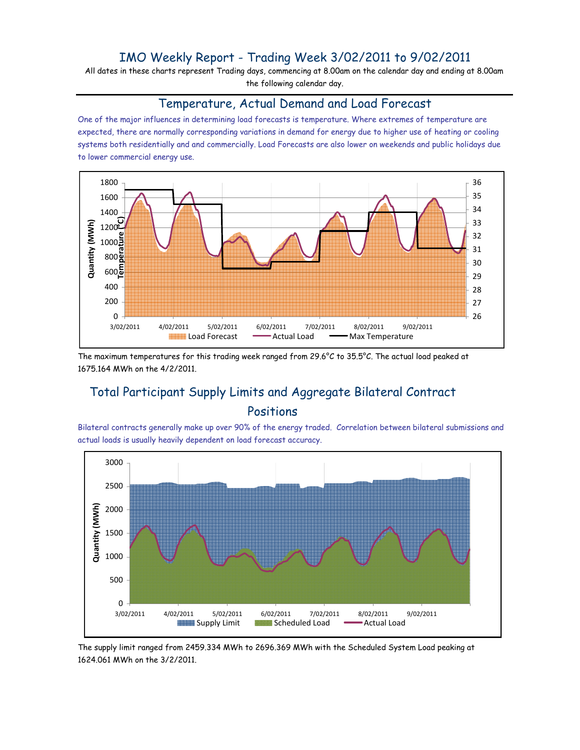# IMO Weekly Report - Trading Week 3/02/2011 to 9/02/2011

All dates in these charts represent Trading days, commencing at 8.00am on the calendar day and ending at 8.00am the following calendar day.

## Temperature, Actual Demand and Load Forecast

One of the major influences in determining load forecasts is temperature. Where extremes of temperature are expected, there are normally corresponding variations in demand for energy due to higher use of heating or cooling systems both residentially and and commercially. Load Forecasts are also lower on weekends and public holidays due to lower commercial energy use.

The maximum temperatures for this trading week ranged from 29.6°C to 35.5°C. The actual load peaked at 1675.164 MWh on the 4/2/2011.

## Total Participant Supply Limits and Aggregate Bilateral Contract Positions

Bilateral contracts generally make up over 90% of the energy traded. Correlation between bilateral submissions and actual loads is usually heavily dependent on load forecast accuracy.

The supply limit ranged from 2459.334 MWh to 2696.369 MWh with the Scheduled System Load peaking at 1624.061 MWh on the 3/2/2011.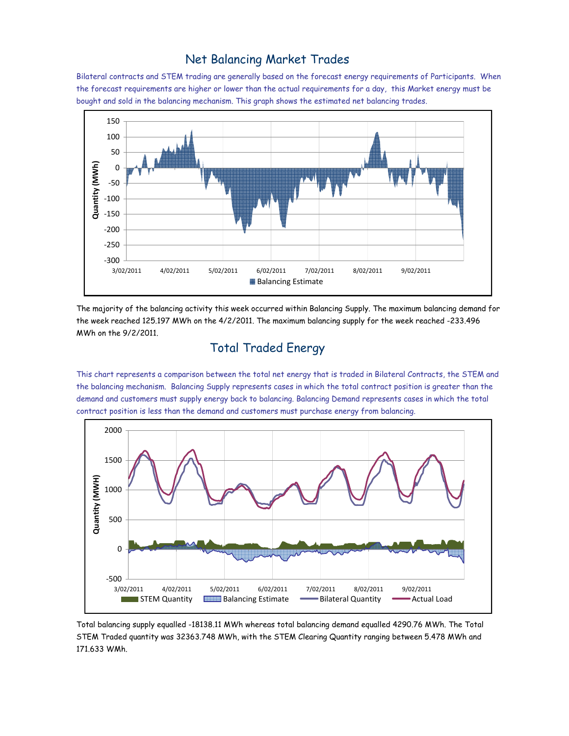## Net Balancing Market Trades

Bilateral contracts and STEM trading are generally based on the forecast energy requirements of Participants. When the forecast requirements are higher or lower than the actual requirements for a day, this Market energy must be bought and sold in the balancing mechanism. This graph shows the estimated net balancing trades.

The majority of the balancing activity this week occurred within Balancing Supply. The maximum balancing demand for the week reached 125.197 MWh on the 4/2/2011. The maximum balancing supply for the week reached -233.496 MWh on the 9/2/2011.

## Total Traded Energy

This chart represents a comparison between the total net energy that is traded in Bilateral Contracts, the STEM and the balancing mechanism. Balancing Supply represents cases in which the total contract position is greater than the demand and customers must supply energy back to balancing. Balancing Demand represents cases in which the total contract position is less than the demand and customers must purchase energy from balancing.

Total balancing supply equalled -18138.11 MWh whereas total balancing demand equalled 4290.76 MWh. The Total STEM Traded quantity was 32363.748 MWh, with the STEM Clearing Quantity ranging between 5.478 MWh and 171.633 WMh.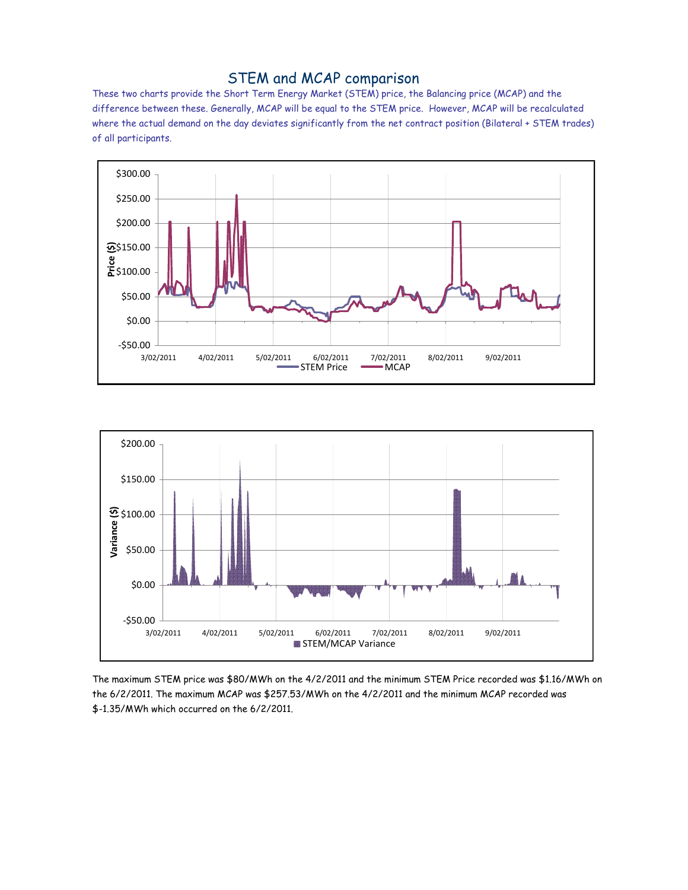# STEM and MCAP comparison

These two charts provide the Short Term Energy Market (STEM) price, the Balancing price (MCAP) and the difference between these. Generally, MCAP will be equal to the STEM price. However, MCAP will be recalculated where the actual demand on the day deviates significantly from the net contract position (Bilateral + STEM trades) of all participants.

$300.00
$250.00
$200.00
$150.00
$100.00
$50.00
$0.00
-$50.00
Price ($)
3/02/2011
4/02/2011
5/02/2011
6/02/2011
7/02/2011
8/02/2011
9/02/2011
STEM Price
MCAP

$200.00
$150.00
$100.00
$50.00
$0.00
-$50.00
Variance ($)
3/02/2011
4/02/2011
5/02/2011
6/02/2011
7/02/2011
8/02/2011
9/02/2011
STEM/MCAP Variance

The maximum STEM price was $80/MWh on the 4/2/2011 and the minimum STEM Price recorded was $1.16/MWh on the 6/2/2011. The maximum MCAP was $257.53/MWh on the 4/2/2011 and the minimum MCAP recorded was $-1.35/MWh which occurred on the 6/2/2011.